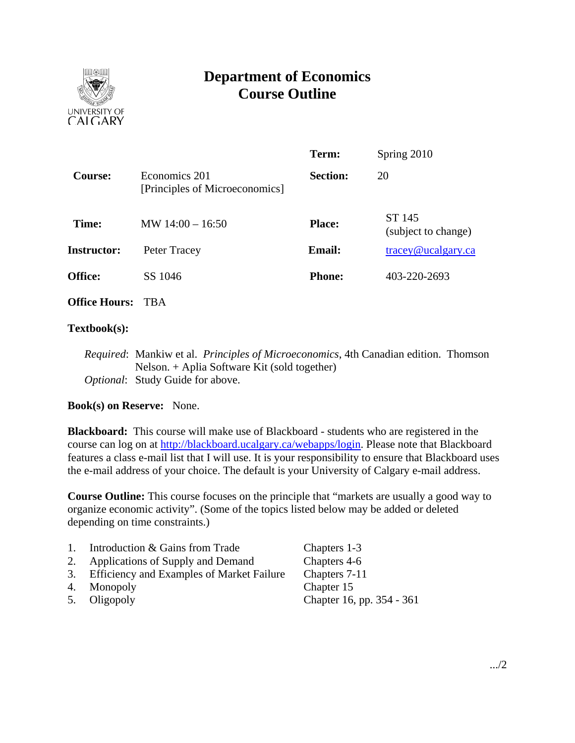UNIVERSITY OF CALGARY

# Department of Economics Course Outline

| | | | |
|---|---|---|---|
| | | **Term:** | Spring 2010 |
| **Course:** | Economics 201 [Principles of Microeconomics] | **Section:** | 20 |
| **Time:** | MW 14:00 – 16:50 | **Place:** | ST 145 (subject to change) |
| **Instructor:** | Peter Tracey | **Email:** | tracey@ucalgary.ca |
| **Office:** | SS 1046 | **Phone:** | 403-220-2693 |
| **Office Hours:** | TBA | | |

**Textbook(s):**

*Required*: Mankiw et al. *Principles of Microeconomics*, 4th Canadian edition. Thomson Nelson. + Aplia Software Kit (sold together)
*Optional*: Study Guide for above.

**Book(s) on Reserve:** None.

**Blackboard:** This course will make use of Blackboard - students who are registered in the course can log on at http://blackboard.ucalgary.ca/webapps/login. Please note that Blackboard features a class e-mail list that I will use. It is your responsibility to ensure that Blackboard uses the e-mail address of your choice. The default is your University of Calgary e-mail address.

**Course Outline:** This course focuses on the principle that "markets are usually a good way to organize economic activity". (Some of the topics listed below may be added or deleted depending on time constraints.)

1. Introduction & Gains from Trade — Chapters 1-3
2. Applications of Supply and Demand — Chapters 4-6
3. Efficiency and Examples of Market Failure — Chapters 7-11
4. Monopoly — Chapter 15
5. Oligopoly — Chapter 16, pp. 354 - 361

.../2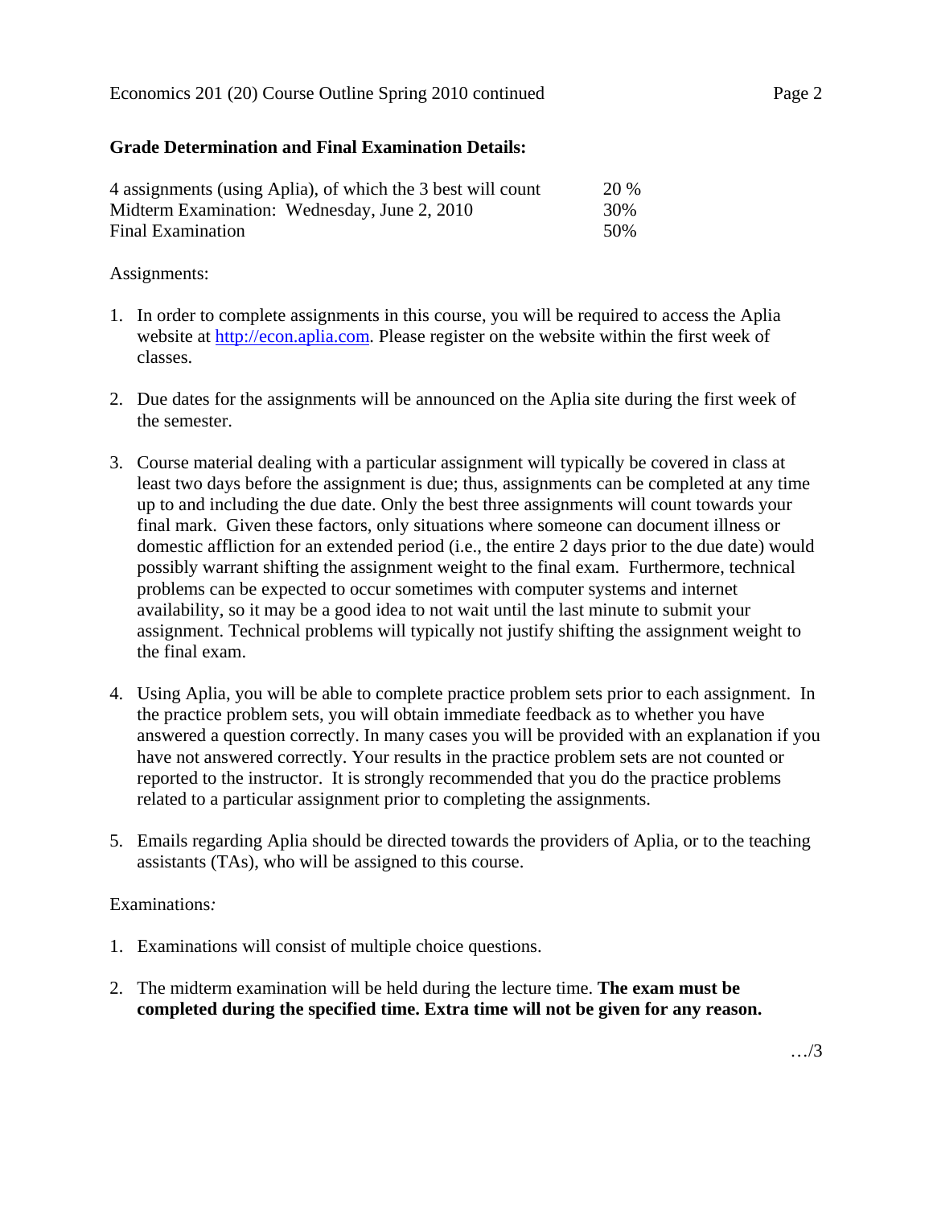**Grade Determination and Final Examination Details:**

| | |
|---|---|
| 4 assignments (using Aplia), of which the 3 best will count | 20 % |
| Midterm Examination: Wednesday, June 2, 2010 | 30% |
| Final Examination | 50% |

Assignments:

1. In order to complete assignments in this course, you will be required to access the Aplia website at http://econ.aplia.com. Please register on the website within the first week of classes.

2. Due dates for the assignments will be announced on the Aplia site during the first week of the semester.

3. Course material dealing with a particular assignment will typically be covered in class at least two days before the assignment is due; thus, assignments can be completed at any time up to and including the due date. Only the best three assignments will count towards your final mark. Given these factors, only situations where someone can document illness or domestic affliction for an extended period (i.e., the entire 2 days prior to the due date) would possibly warrant shifting the assignment weight to the final exam. Furthermore, technical problems can be expected to occur sometimes with computer systems and internet availability, so it may be a good idea to not wait until the last minute to submit your assignment. Technical problems will typically not justify shifting the assignment weight to the final exam.

4. Using Aplia, you will be able to complete practice problem sets prior to each assignment. In the practice problem sets, you will obtain immediate feedback as to whether you have answered a question correctly. In many cases you will be provided with an explanation if you have not answered correctly. Your results in the practice problem sets are not counted or reported to the instructor. It is strongly recommended that you do the practice problems related to a particular assignment prior to completing the assignments.

5. Emails regarding Aplia should be directed towards the providers of Aplia, or to the teaching assistants (TAs), who will be assigned to this course.

Examinations*:*

1. Examinations will consist of multiple choice questions.

2. The midterm examination will be held during the lecture time. **The exam must be completed during the specified time. Extra time will not be given for any reason.**

…/3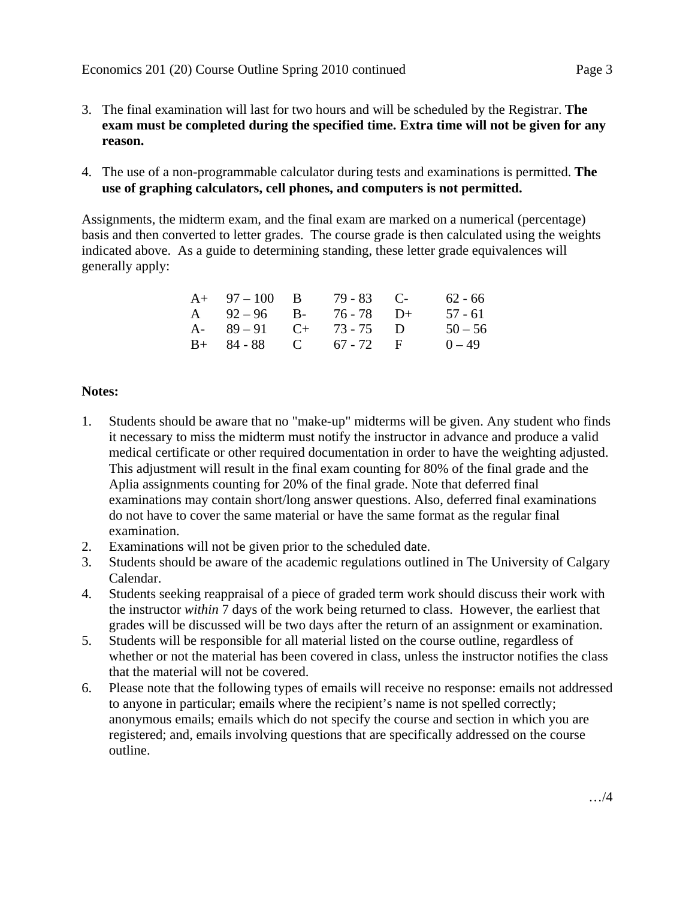3. The final examination will last for two hours and will be scheduled by the Registrar. **The exam must be completed during the specified time. Extra time will not be given for any reason.**

4. The use of a non-programmable calculator during tests and examinations is permitted. **The use of graphing calculators, cell phones, and computers is not permitted.**

Assignments, the midterm exam, and the final exam are marked on a numerical (percentage) basis and then converted to letter grades. The course grade is then calculated using the weights indicated above. As a guide to determining standing, these letter grade equivalences will generally apply:

| | | | | | |
|---|---|---|---|---|---|
| A+ | 97 – 100 | B | 79 - 83 | C- | 62 - 66 |
| A | 92 – 96 | B- | 76 - 78 | D+ | 57 - 61 |
| A- | 89 – 91 | C+ | 73 - 75 | D | 50 – 56 |
| B+ | 84 - 88 | C | 67 - 72 | F | 0 – 49 |

**Notes:**

1. Students should be aware that no "make-up" midterms will be given. Any student who finds it necessary to miss the midterm must notify the instructor in advance and produce a valid medical certificate or other required documentation in order to have the weighting adjusted. This adjustment will result in the final exam counting for 80% of the final grade and the Aplia assignments counting for 20% of the final grade. Note that deferred final examinations may contain short/long answer questions. Also, deferred final examinations do not have to cover the same material or have the same format as the regular final examination.
2. Examinations will not be given prior to the scheduled date.
3. Students should be aware of the academic regulations outlined in The University of Calgary Calendar.
4. Students seeking reappraisal of a piece of graded term work should discuss their work with the instructor *within* 7 days of the work being returned to class. However, the earliest that grades will be discussed will be two days after the return of an assignment or examination.
5. Students will be responsible for all material listed on the course outline, regardless of whether or not the material has been covered in class, unless the instructor notifies the class that the material will not be covered.
6. Please note that the following types of emails will receive no response: emails not addressed to anyone in particular; emails where the recipient's name is not spelled correctly; anonymous emails; emails which do not specify the course and section in which you are registered; and, emails involving questions that are specifically addressed on the course outline.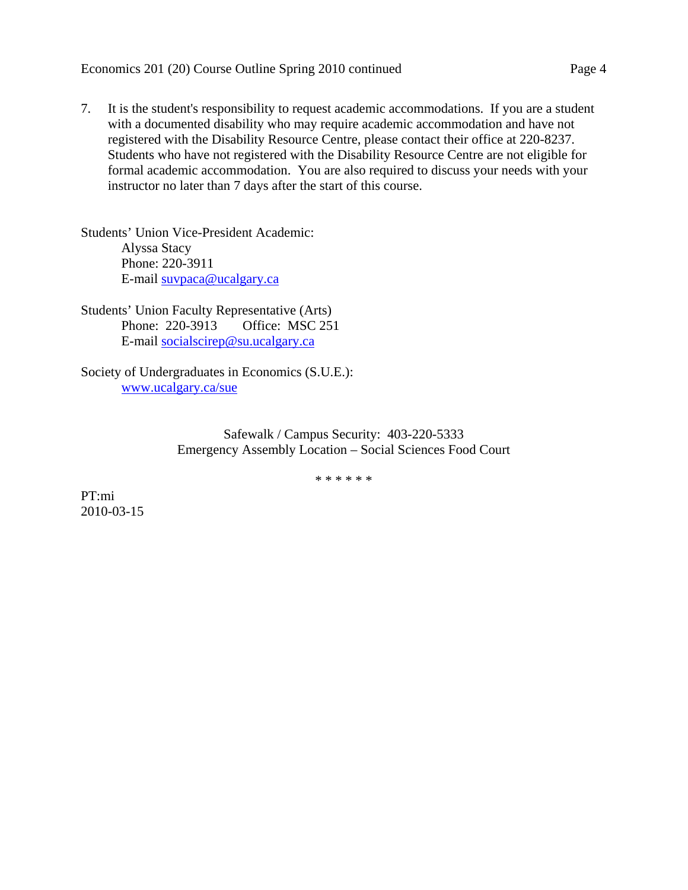7. It is the student's responsibility to request academic accommodations. If you are a student with a documented disability who may require academic accommodation and have not registered with the Disability Resource Centre, please contact their office at 220-8237. Students who have not registered with the Disability Resource Centre are not eligible for formal academic accommodation. You are also required to discuss your needs with your instructor no later than 7 days after the start of this course.

Students' Union Vice-President Academic:
Alyssa Stacy
Phone: 220-3911
E-mail suvpaca@ucalgary.ca

Students' Union Faculty Representative (Arts)
Phone: 220-3913 Office: MSC 251
E-mail socialscirep@su.ucalgary.ca

Society of Undergraduates in Economics (S.U.E.):
www.ucalgary.ca/sue

Safewalk / Campus Security: 403-220-5333
Emergency Assembly Location – Social Sciences Food Court

* * * * * *

PT:mi
2010-03-15